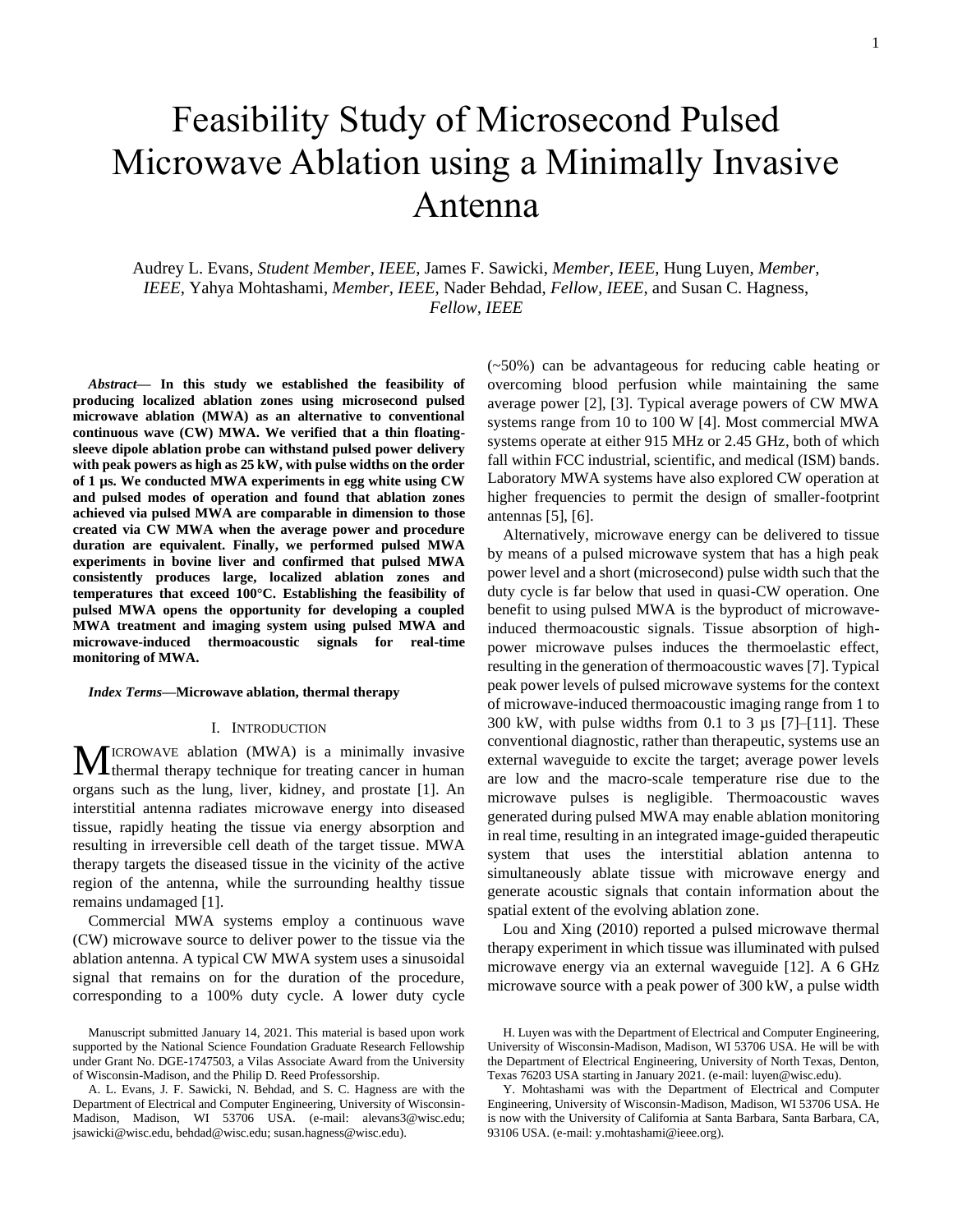# Feasibility Study of Microsecond Pulsed Microwave Ablation using a Minimally Invasive Antenna

Audrey L. Evans, *Student Member, IEEE*, James F. Sawicki, *Member, IEEE*, Hung Luyen, *Member, IEEE*, Yahya Mohtashami, *Member, IEEE*, Nader Behdad, *Fellow, IEEE*, and Susan C. Hagness, *Fellow, IEEE*

***Abstract*— In this study we established the feasibility of producing localized ablation zones using microsecond pulsed microwave ablation (MWA) as an alternative to conventional continuous wave (CW) MWA. We verified that a thin floating-sleeve dipole ablation probe can withstand pulsed power delivery with peak powers as high as 25 kW, with pulse widths on the order of 1 μs. We conducted MWA experiments in egg white using CW and pulsed modes of operation and found that ablation zones achieved via pulsed MWA are comparable in dimension to those created via CW MWA when the average power and procedure duration are equivalent. Finally, we performed pulsed MWA experiments in bovine liver and confirmed that pulsed MWA consistently produces large, localized ablation zones and temperatures that exceed 100°C. Establishing the feasibility of pulsed MWA opens the opportunity for developing a coupled MWA treatment and imaging system using pulsed MWA and microwave-induced thermoacoustic signals for real-time monitoring of MWA.**

***Index Terms*—Microwave ablation, thermal therapy**

## I. Introduction

MICROWAVE ablation (MWA) is a minimally invasive thermal therapy technique for treating cancer in human organs such as the lung, liver, kidney, and prostate [1]. An interstitial antenna radiates microwave energy into diseased tissue, rapidly heating the tissue via energy absorption and resulting in irreversible cell death of the target tissue. MWA therapy targets the diseased tissue in the vicinity of the active region of the antenna, while the surrounding healthy tissue remains undamaged [1].

Commercial MWA systems employ a continuous wave (CW) microwave source to deliver power to the tissue via the ablation antenna. A typical CW MWA system uses a sinusoidal signal that remains on for the duration of the procedure, corresponding to a 100% duty cycle. A lower duty cycle (~50%) can be advantageous for reducing cable heating or overcoming blood perfusion while maintaining the same average power [2], [3]. Typical average powers of CW MWA systems range from 10 to 100 W [4]. Most commercial MWA systems operate at either 915 MHz or 2.45 GHz, both of which fall within FCC industrial, scientific, and medical (ISM) bands. Laboratory MWA systems have also explored CW operation at higher frequencies to permit the design of smaller-footprint antennas [5], [6].

Alternatively, microwave energy can be delivered to tissue by means of a pulsed microwave system that has a high peak power level and a short (microsecond) pulse width such that the duty cycle is far below that used in quasi-CW operation. One benefit to using pulsed MWA is the byproduct of microwave-induced thermoacoustic signals. Tissue absorption of high-power microwave pulses induces the thermoelastic effect, resulting in the generation of thermoacoustic waves [7]. Typical peak power levels of pulsed microwave systems for the context of microwave-induced thermoacoustic imaging range from 1 to 300 kW, with pulse widths from 0.1 to 3 μs [7]–[11]. These conventional diagnostic, rather than therapeutic, systems use an external waveguide to excite the target; average power levels are low and the macro-scale temperature rise due to the microwave pulses is negligible. Thermoacoustic waves generated during pulsed MWA may enable ablation monitoring in real time, resulting in an integrated image-guided therapeutic system that uses the interstitial ablation antenna to simultaneously ablate tissue with microwave energy and generate acoustic signals that contain information about the spatial extent of the evolving ablation zone.

Lou and Xing (2010) reported a pulsed microwave thermal therapy experiment in which tissue was illuminated with pulsed microwave energy via an external waveguide [12]. A 6 GHz microwave source with a peak power of 300 kW, a pulse width

---

Manuscript submitted January 14, 2021. This material is based upon work supported by the National Science Foundation Graduate Research Fellowship under Grant No. DGE-1747503, a Vilas Associate Award from the University of Wisconsin-Madison, and the Philip D. Reed Professorship.

A. L. Evans, J. F. Sawicki, N. Behdad, and S. C. Hagness are with the Department of Electrical and Computer Engineering, University of Wisconsin-Madison, Madison, WI 53706 USA. (e-mail: alevans3@wisc.edu; jsawicki@wisc.edu, behdad@wisc.edu; susan.hagness@wisc.edu).

H. Luyen was with the Department of Electrical and Computer Engineering, University of Wisconsin-Madison, Madison, WI 53706 USA. He will be with the Department of Electrical Engineering, University of North Texas, Denton, Texas 76203 USA starting in January 2021. (e-mail: luyen@wisc.edu).

Y. Mohtashami was with the Department of Electrical and Computer Engineering, University of Wisconsin-Madison, Madison, WI 53706 USA. He is now with the University of California at Santa Barbara, Santa Barbara, CA, 93106 USA. (e-mail: y.mohtashami@ieee.org).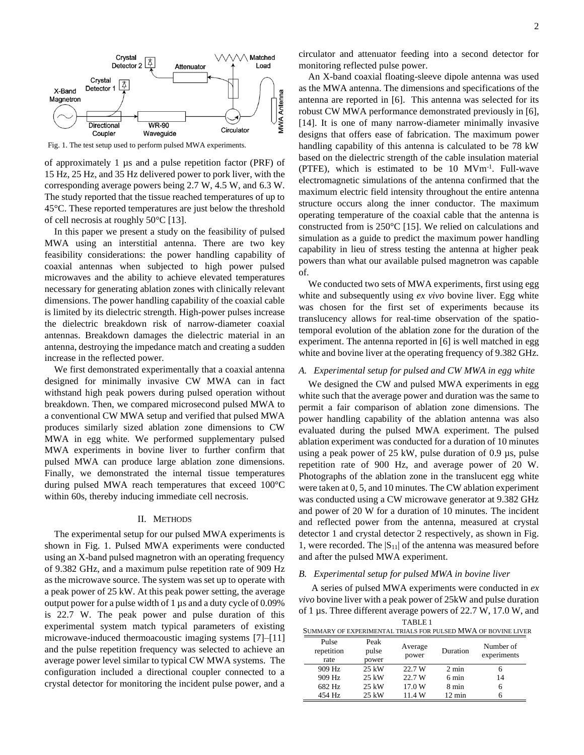Fig. 1. The test setup used to perform pulsed MWA experiments.

of approximately 1 µs and a pulse repetition factor (PRF) of 15 Hz, 25 Hz, and 35 Hz delivered power to pork liver, with the corresponding average powers being 2.7 W, 4.5 W, and 6.3 W. The study reported that the tissue reached temperatures of up to 45°C. These reported temperatures are just below the threshold of cell necrosis at roughly 50°C [13].

In this paper we present a study on the feasibility of pulsed MWA using an interstitial antenna. There are two key feasibility considerations: the power handling capability of coaxial antennas when subjected to high power pulsed microwaves and the ability to achieve elevated temperatures necessary for generating ablation zones with clinically relevant dimensions. The power handling capability of the coaxial cable is limited by its dielectric strength. High-power pulses increase the dielectric breakdown risk of narrow-diameter coaxial antennas. Breakdown damages the dielectric material in an antenna, destroying the impedance match and creating a sudden increase in the reflected power.

We first demonstrated experimentally that a coaxial antenna designed for minimally invasive CW MWA can in fact withstand high peak powers during pulsed operation without breakdown. Then, we compared microsecond pulsed MWA to a conventional CW MWA setup and verified that pulsed MWA produces similarly sized ablation zone dimensions to CW MWA in egg white. We performed supplementary pulsed MWA experiments in bovine liver to further confirm that pulsed MWA can produce large ablation zone dimensions. Finally, we demonstrated the internal tissue temperatures during pulsed MWA reach temperatures that exceed 100°C within 60s, thereby inducing immediate cell necrosis.

## II. Methods

The experimental setup for our pulsed MWA experiments is shown in Fig. 1. Pulsed MWA experiments were conducted using an X-band pulsed magnetron with an operating frequency of 9.382 GHz, and a maximum pulse repetition rate of 909 Hz as the microwave source. The system was set up to operate with a peak power of 25 kW. At this peak power setting, the average output power for a pulse width of 1 µs and a duty cycle of 0.09% is 22.7 W. The peak power and pulse duration of this experimental system match typical parameters of existing microwave-induced thermoacoustic imaging systems [7]–[11] and the pulse repetition frequency was selected to achieve an average power level similar to typical CW MWA systems. The configuration included a directional coupler connected to a crystal detector for monitoring the incident pulse power, and a circulator and attenuator feeding into a second detector for monitoring reflected pulse power.

An X-band coaxial floating-sleeve dipole antenna was used as the MWA antenna. The dimensions and specifications of the antenna are reported in [6]. This antenna was selected for its robust CW MWA performance demonstrated previously in [6], [14]. It is one of many narrow-diameter minimally invasive designs that offers ease of fabrication. The maximum power handling capability of this antenna is calculated to be 78 kW based on the dielectric strength of the cable insulation material (PTFE), which is estimated to be 10 $MVm^{-1}$. Full-wave electromagnetic simulations of the antenna confirmed that the maximum electric field intensity throughout the entire antenna structure occurs along the inner conductor. The maximum operating temperature of the coaxial cable that the antenna is constructed from is 250°C [15]. We relied on calculations and simulation as a guide to predict the maximum power handling capability in lieu of stress testing the antenna at higher peak powers than what our available pulsed magnetron was capable of.

We conducted two sets of MWA experiments, first using egg white and subsequently using *ex vivo* bovine liver. Egg white was chosen for the first set of experiments because its translucency allows for real-time observation of the spatio-temporal evolution of the ablation zone for the duration of the experiment. The antenna reported in [6] is well matched in egg white and bovine liver at the operating frequency of 9.382 GHz.

### A. Experimental setup for pulsed and CW MWA in egg white

We designed the CW and pulsed MWA experiments in egg white such that the average power and duration was the same to permit a fair comparison of ablation zone dimensions. The power handling capability of the ablation antenna was also evaluated during the pulsed MWA experiment. The pulsed ablation experiment was conducted for a duration of 10 minutes using a peak power of 25 kW, pulse duration of 0.9 µs, pulse repetition rate of 900 Hz, and average power of 20 W. Photographs of the ablation zone in the translucent egg white were taken at 0, 5, and 10 minutes. The CW ablation experiment was conducted using a CW microwave generator at 9.382 GHz and power of 20 W for a duration of 10 minutes. The incident and reflected power from the antenna, measured at crystal detector 1 and crystal detector 2 respectively, as shown in Fig. 1, were recorded. The $|S_{11}|$ of the antenna was measured before and after the pulsed MWA experiment.

### B. Experimental setup for pulsed MWA in bovine liver

A series of pulsed MWA experiments were conducted in *ex vivo* bovine liver with a peak power of 25kW and pulse duration of 1 µs. Three different average powers of 22.7 W, 17.0 W, and

TABLE 1
Summary of Experimental Trials for Pulsed MWA of Bovine Liver

| Pulse repetition rate | Peak pulse power | Average power | Duration | Number of experiments |
|---|---|---|---|---|
| 909 Hz | 25 kW | 22.7 W | 2 min | 6 |
| 909 Hz | 25 kW | 22.7 W | 6 min | 14 |
| 682 Hz | 25 kW | 17.0 W | 8 min | 6 |
| 454 Hz | 25 kW | 11.4 W | 12 min | 6 |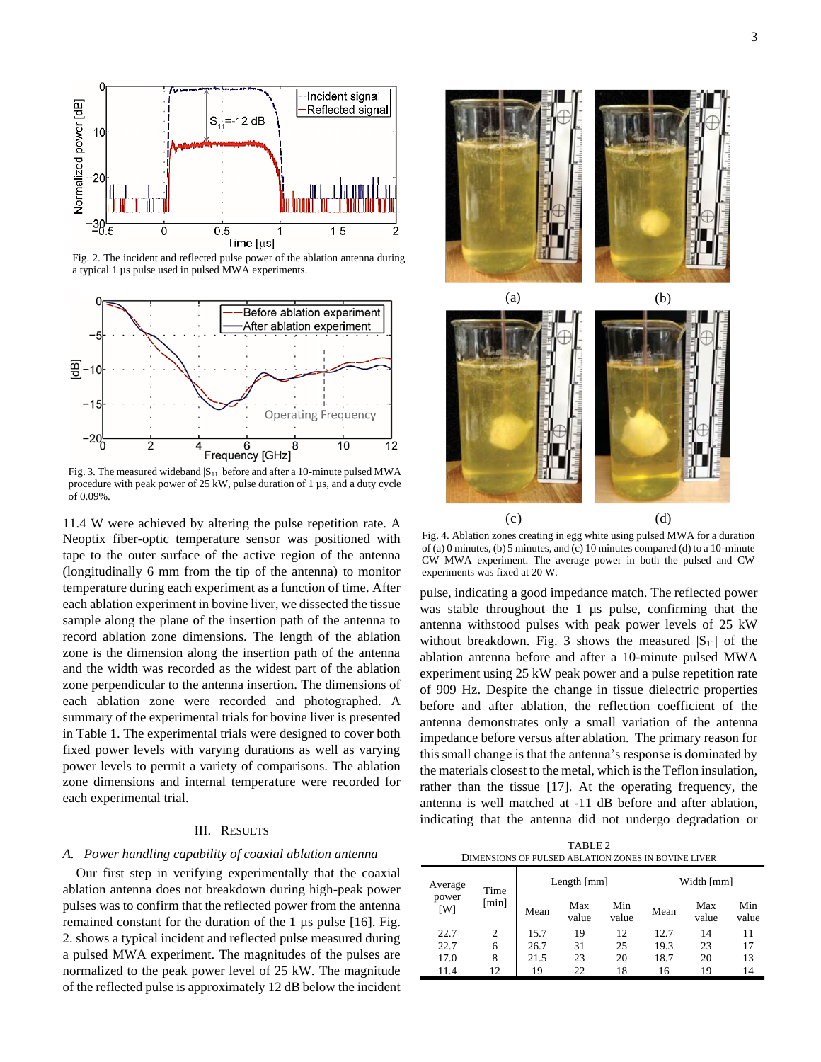Fig. 2. The incident and reflected pulse power of the ablation antenna during a typical 1 μs pulse used in pulsed MWA experiments.

Fig. 3. The measured wideband $|S_{11}|$ before and after a 10-minute pulsed MWA procedure with peak power of 25 kW, pulse duration of 1 μs, and a duty cycle of 0.09%.

11.4 W were achieved by altering the pulse repetition rate. A Neoptix fiber-optic temperature sensor was positioned with tape to the outer surface of the active region of the antenna (longitudinally 6 mm from the tip of the antenna) to monitor temperature during each experiment as a function of time. After each ablation experiment in bovine liver, we dissected the tissue sample along the plane of the insertion path of the antenna to record ablation zone dimensions. The length of the ablation zone is the dimension along the insertion path of the antenna and the width was recorded as the widest part of the ablation zone perpendicular to the antenna insertion. The dimensions of each ablation zone were recorded and photographed. A summary of the experimental trials for bovine liver is presented in Table 1. The experimental trials were designed to cover both fixed power levels with varying durations as well as varying power levels to permit a variety of comparisons. The ablation zone dimensions and internal temperature were recorded for each experimental trial.

## III. Results

### A. Power handling capability of coaxial ablation antenna

Our first step in verifying experimentally that the coaxial ablation antenna does not breakdown during high-peak power pulses was to confirm that the reflected power from the antenna remained constant for the duration of the 1 μs pulse [16]. Fig. 2. shows a typical incident and reflected pulse measured during a pulsed MWA experiment. The magnitudes of the pulses are normalized to the peak power level of 25 kW. The magnitude of the reflected pulse is approximately 12 dB below the incident pulse, indicating a good impedance match. The reflected power was stable throughout the 1 μs pulse, confirming that the antenna withstood pulses with peak power levels of 25 kW without breakdown. Fig. 3 shows the measured $|S_{11}|$ of the ablation antenna before and after a 10-minute pulsed MWA experiment using 25 kW peak power and a pulse repetition rate of 909 Hz. Despite the change in tissue dielectric properties before and after ablation, the reflection coefficient of the antenna demonstrates only a small variation of the antenna impedance before versus after ablation. The primary reason for this small change is that the antenna's response is dominated by the materials closest to the metal, which is the Teflon insulation, rather than the tissue [17]. At the operating frequency, the antenna is well matched at -11 dB before and after ablation, indicating that the antenna did not undergo degradation or

Fig. 4. Ablation zones creating in egg white using pulsed MWA for a duration of (a) 0 minutes, (b) 5 minutes, and (c) 10 minutes compared (d) to a 10-minute CW MWA experiment. The average power in both the pulsed and CW experiments was fixed at 20 W.

TABLE 2
DIMENSIONS OF PULSED ABLATION ZONES IN BOVINE LIVER

| Average power [W] | Time [min] | Length [mm] | | | Width [mm] | | |
|---|---|---|---|---|---|---|---|
| | | Mean | Max value | Min value | Mean | Max value | Min value |
| 22.7 | 2 | 15.7 | 19 | 12 | 12.7 | 14 | 11 |
| 22.7 | 6 | 26.7 | 31 | 25 | 19.3 | 23 | 17 |
| 17.0 | 8 | 21.5 | 23 | 20 | 18.7 | 20 | 13 |
| 11.4 | 12 | 19 | 22 | 18 | 16 | 19 | 14 |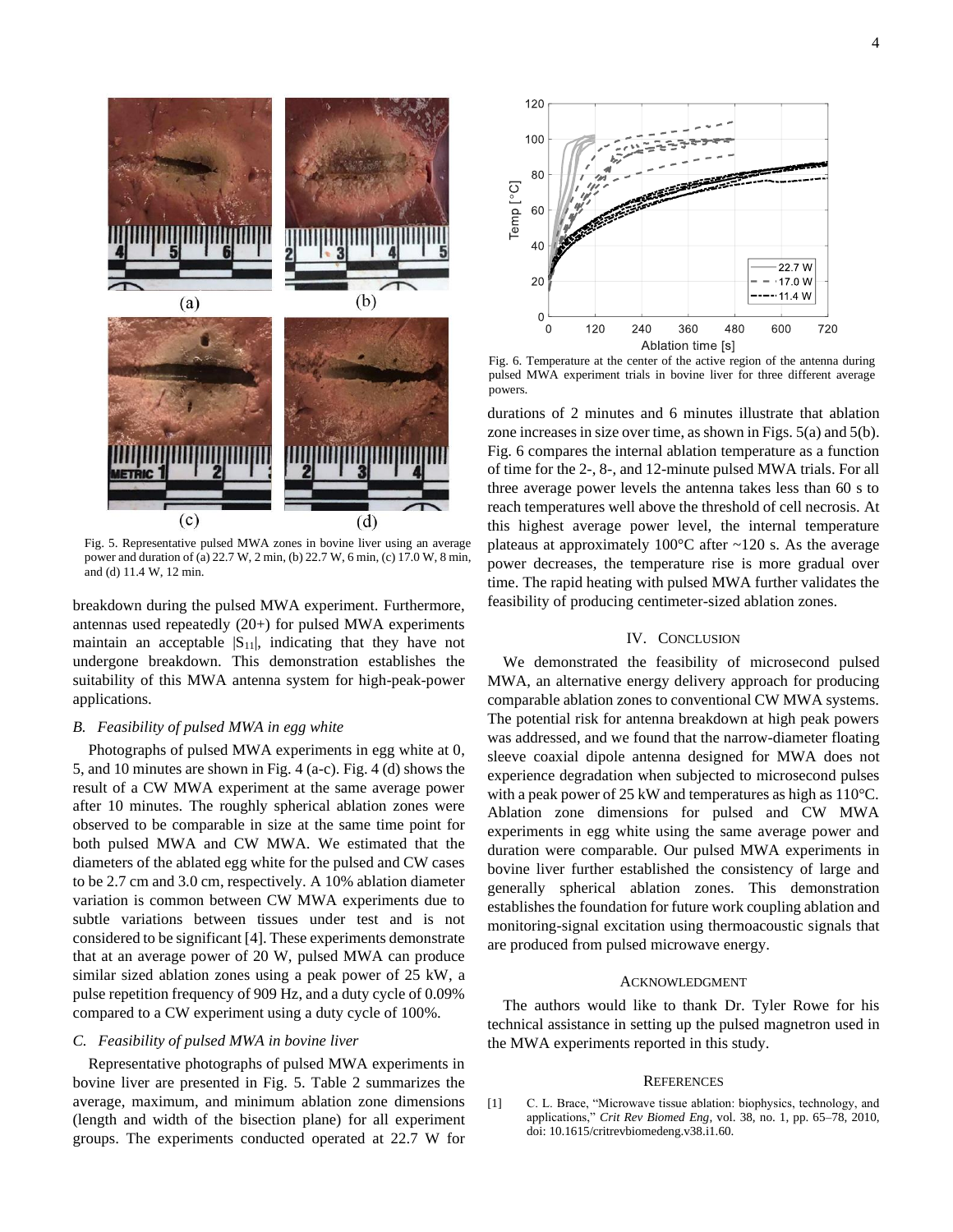Fig. 5. Representative pulsed MWA zones in bovine liver using an average power and duration of (a) 22.7 W, 2 min, (b) 22.7 W, 6 min, (c) 17.0 W, 8 min, and (d) 11.4 W, 12 min.

breakdown during the pulsed MWA experiment. Furthermore, antennas used repeatedly (20+) for pulsed MWA experiments maintain an acceptable $|S_{11}|$, indicating that they have not undergone breakdown. This demonstration establishes the suitability of this MWA antenna system for high-peak-power applications.

### *B. Feasibility of pulsed MWA in egg white*

Photographs of pulsed MWA experiments in egg white at 0, 5, and 10 minutes are shown in Fig. 4 (a-c). Fig. 4 (d) shows the result of a CW MWA experiment at the same average power after 10 minutes. The roughly spherical ablation zones were observed to be comparable in size at the same time point for both pulsed MWA and CW MWA. We estimated that the diameters of the ablated egg white for the pulsed and CW cases to be 2.7 cm and 3.0 cm, respectively. A 10% ablation diameter variation is common between CW MWA experiments due to subtle variations between tissues under test and is not considered to be significant [4]. These experiments demonstrate that at an average power of 20 W, pulsed MWA can produce similar sized ablation zones using a peak power of 25 kW, a pulse repetition frequency of 909 Hz, and a duty cycle of 0.09% compared to a CW experiment using a duty cycle of 100%.

### *C. Feasibility of pulsed MWA in bovine liver*

Representative photographs of pulsed MWA experiments in bovine liver are presented in Fig. 5. Table 2 summarizes the average, maximum, and minimum ablation zone dimensions (length and width of the bisection plane) for all experiment groups. The experiments conducted operated at 22.7 W for durations of 2 minutes and 6 minutes illustrate that ablation zone increases in size over time, as shown in Figs. 5(a) and 5(b). Fig. 6 compares the internal ablation temperature as a function of time for the 2-, 8-, and 12-minute pulsed MWA trials. For all three average power levels the antenna takes less than 60 s to reach temperatures well above the threshold of cell necrosis. At this highest average power level, the internal temperature plateaus at approximately 100°C after ~120 s. As the average power decreases, the temperature rise is more gradual over time. The rapid heating with pulsed MWA further validates the feasibility of producing centimeter-sized ablation zones.

Fig. 6. Temperature at the center of the active region of the antenna during pulsed MWA experiment trials in bovine liver for three different average powers.

## IV. Conclusion

We demonstrated the feasibility of microsecond pulsed MWA, an alternative energy delivery approach for producing comparable ablation zones to conventional CW MWA systems. The potential risk for antenna breakdown at high peak powers was addressed, and we found that the narrow-diameter floating sleeve coaxial dipole antenna designed for MWA does not experience degradation when subjected to microsecond pulses with a peak power of 25 kW and temperatures as high as 110°C. Ablation zone dimensions for pulsed and CW MWA experiments in egg white using the same average power and duration were comparable. Our pulsed MWA experiments in bovine liver further established the consistency of large and generally spherical ablation zones. This demonstration establishes the foundation for future work coupling ablation and monitoring-signal excitation using thermoacoustic signals that are produced from pulsed microwave energy.

## Acknowledgment

The authors would like to thank Dr. Tyler Rowe for his technical assistance in setting up the pulsed magnetron used in the MWA experiments reported in this study.

## References

[1] C. L. Brace, "Microwave tissue ablation: biophysics, technology, and applications," *Crit Rev Biomed Eng*, vol. 38, no. 1, pp. 65–78, 2010, doi: 10.1615/critrevbiomedeng.v38.i1.60.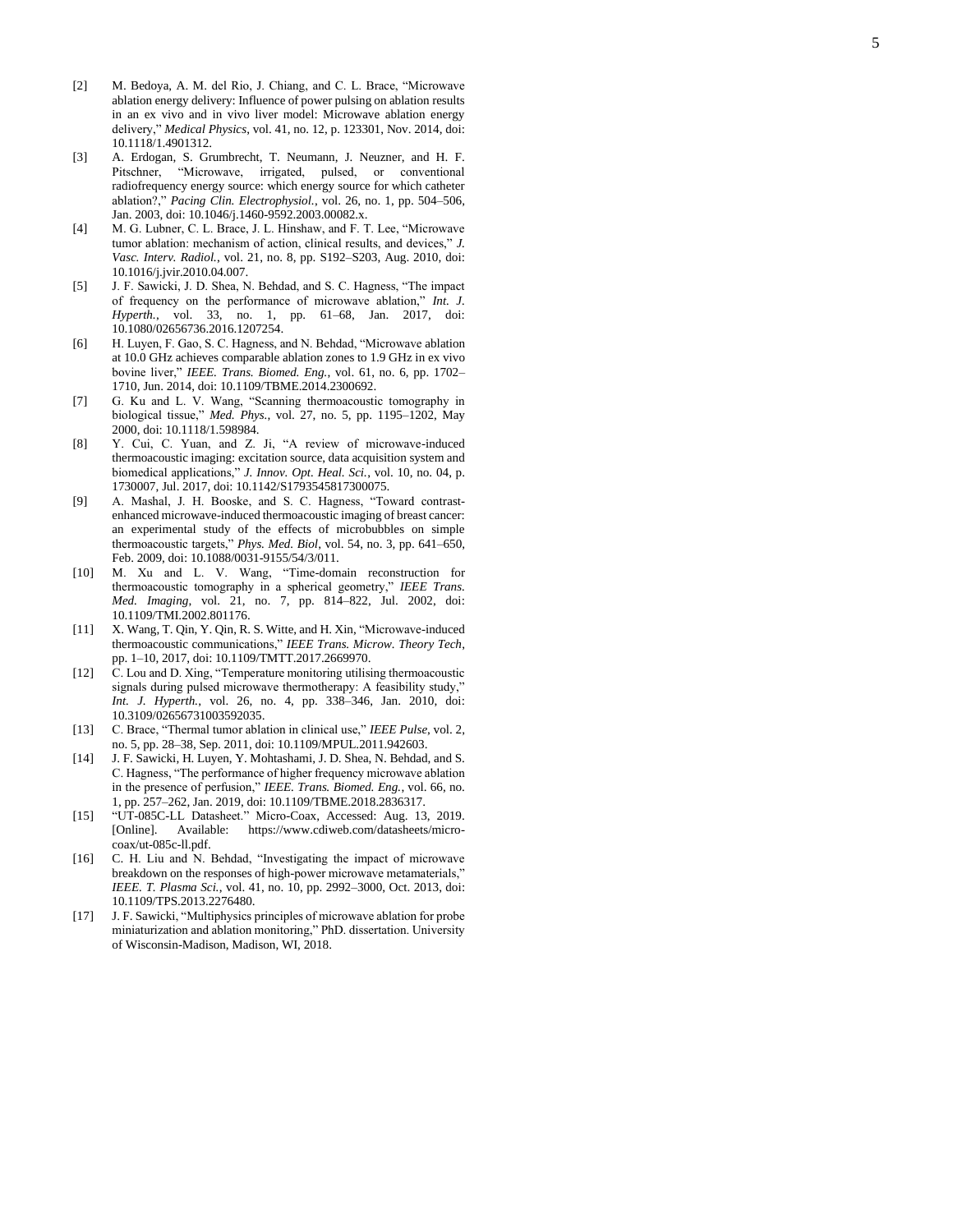[2] M. Bedoya, A. M. del Rio, J. Chiang, and C. L. Brace, "Microwave ablation energy delivery: Influence of power pulsing on ablation results in an ex vivo and in vivo liver model: Microwave ablation energy delivery," *Medical Physics*, vol. 41, no. 12, p. 123301, Nov. 2014, doi: 10.1118/1.4901312.

[3] A. Erdogan, S. Grumbrecht, T. Neumann, J. Neuzner, and H. F. Pitschner, "Microwave, irrigated, pulsed, or conventional radiofrequency energy source: which energy source for which catheter ablation?," *Pacing Clin. Electrophysiol.*, vol. 26, no. 1, pp. 504–506, Jan. 2003, doi: 10.1046/j.1460-9592.2003.00082.x.

[4] M. G. Lubner, C. L. Brace, J. L. Hinshaw, and F. T. Lee, "Microwave tumor ablation: mechanism of action, clinical results, and devices," *J. Vasc. Interv. Radiol.*, vol. 21, no. 8, pp. S192–S203, Aug. 2010, doi: 10.1016/j.jvir.2010.04.007.

[5] J. F. Sawicki, J. D. Shea, N. Behdad, and S. C. Hagness, "The impact of frequency on the performance of microwave ablation," *Int. J. Hyperth.*, vol. 33, no. 1, pp. 61–68, Jan. 2017, doi: 10.1080/02656736.2016.1207254.

[6] H. Luyen, F. Gao, S. C. Hagness, and N. Behdad, "Microwave ablation at 10.0 GHz achieves comparable ablation zones to 1.9 GHz in ex vivo bovine liver," *IEEE. Trans. Biomed. Eng.*, vol. 61, no. 6, pp. 1702–1710, Jun. 2014, doi: 10.1109/TBME.2014.2300692.

[7] G. Ku and L. V. Wang, "Scanning thermoacoustic tomography in biological tissue," *Med. Phys.*, vol. 27, no. 5, pp. 1195–1202, May 2000, doi: 10.1118/1.598984.

[8] Y. Cui, C. Yuan, and Z. Ji, "A review of microwave-induced thermoacoustic imaging: excitation source, data acquisition system and biomedical applications," *J. Innov. Opt. Heal. Sci.*, vol. 10, no. 04, p. 1730007, Jul. 2017, doi: 10.1142/S1793545817300075.

[9] A. Mashal, J. H. Booske, and S. C. Hagness, "Toward contrast-enhanced microwave-induced thermoacoustic imaging of breast cancer: an experimental study of the effects of microbubbles on simple thermoacoustic targets," *Phys. Med. Biol*, vol. 54, no. 3, pp. 641–650, Feb. 2009, doi: 10.1088/0031-9155/54/3/011.

[10] M. Xu and L. V. Wang, "Time-domain reconstruction for thermoacoustic tomography in a spherical geometry," *IEEE Trans. Med. Imaging*, vol. 21, no. 7, pp. 814–822, Jul. 2002, doi: 10.1109/TMI.2002.801176.

[11] X. Wang, T. Qin, Y. Qin, R. S. Witte, and H. Xin, "Microwave-induced thermoacoustic communications," *IEEE Trans. Microw. Theory Tech*, pp. 1–10, 2017, doi: 10.1109/TMTT.2017.2669970.

[12] C. Lou and D. Xing, "Temperature monitoring utilising thermoacoustic signals during pulsed microwave thermotherapy: A feasibility study," *Int. J. Hyperth.*, vol. 26, no. 4, pp. 338–346, Jan. 2010, doi: 10.3109/02656731003592035.

[13] C. Brace, "Thermal tumor ablation in clinical use," *IEEE Pulse*, vol. 2, no. 5, pp. 28–38, Sep. 2011, doi: 10.1109/MPUL.2011.942603.

[14] J. F. Sawicki, H. Luyen, Y. Mohtashami, J. D. Shea, N. Behdad, and S. C. Hagness, "The performance of higher frequency microwave ablation in the presence of perfusion," *IEEE. Trans. Biomed. Eng.*, vol. 66, no. 1, pp. 257–262, Jan. 2019, doi: 10.1109/TBME.2018.2836317.

[15] "UT-085C-LL Datasheet." Micro-Coax, Accessed: Aug. 13, 2019. [Online]. Available: https://www.cdiweb.com/datasheets/micro-coax/ut-085c-ll.pdf.

[16] C. H. Liu and N. Behdad, "Investigating the impact of microwave breakdown on the responses of high-power microwave metamaterials," *IEEE. T. Plasma Sci.*, vol. 41, no. 10, pp. 2992–3000, Oct. 2013, doi: 10.1109/TPS.2013.2276480.

[17] J. F. Sawicki, "Multiphysics principles of microwave ablation for probe miniaturization and ablation monitoring," PhD. dissertation. University of Wisconsin-Madison, Madison, WI, 2018.